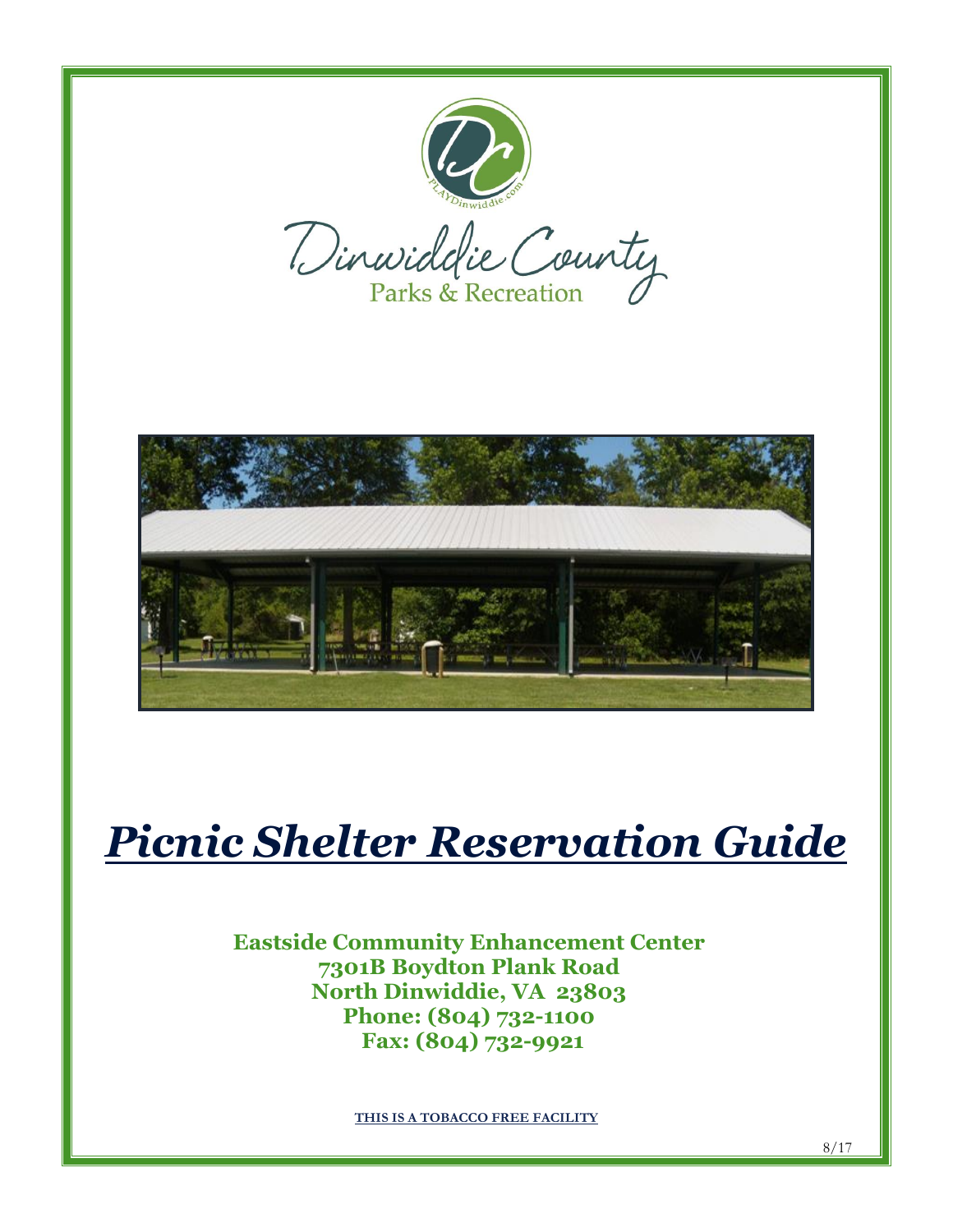Dinwiddie County
Parks & Recreation

# *Picnic Shelter Reservation Guide*

**Eastside Community Enhancement Center**
**7301B Boydton Plank Road**
**North Dinwiddie, VA 23803**
**Phone: (804) 732-1100**
**Fax: (804) 732-9921**

**THIS IS A TOBACCO FREE FACILITY**

8/17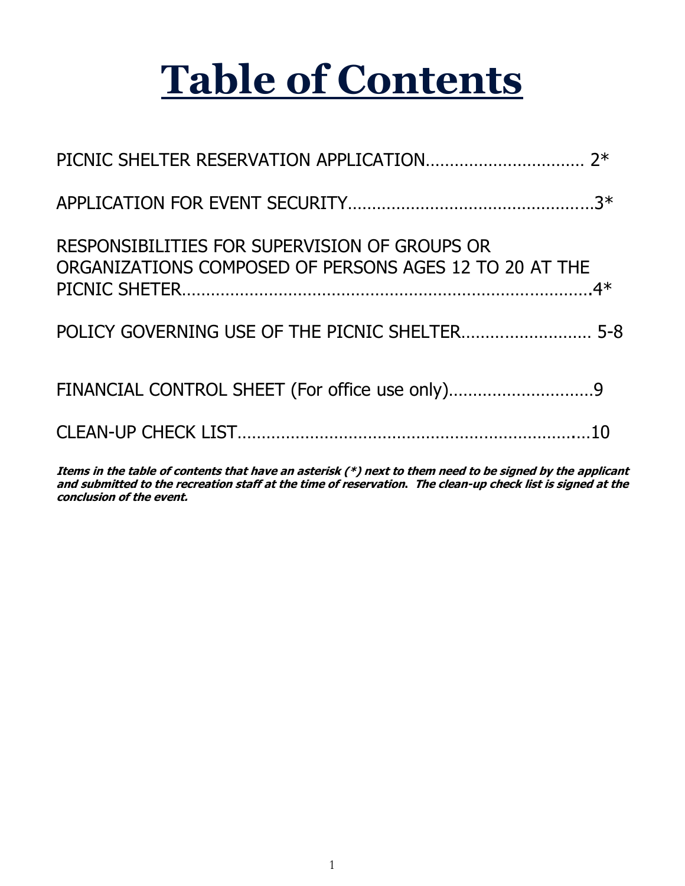# Table of Contents

PICNIC SHELTER RESERVATION APPLICATION…………………………… 2*

APPLICATION FOR EVENT SECURITY…………………………………………3*

RESPONSIBILITIES FOR SUPERVISION OF GROUPS OR ORGANIZATIONS COMPOSED OF PERSONS AGES 12 TO 20 AT THE PICNIC SHETER…………………………………………………………………4*

POLICY GOVERNING USE OF THE PICNIC SHELTER……………………… 5-8

FINANCIAL CONTROL SHEET (For office use only)…………………………9

CLEAN-UP CHECK LIST…………………………………………………………10

***Items in the table of contents that have an asterisk (*) next to them need to be signed by the applicant and submitted to the recreation staff at the time of reservation. The clean-up check list is signed at the conclusion of the event.***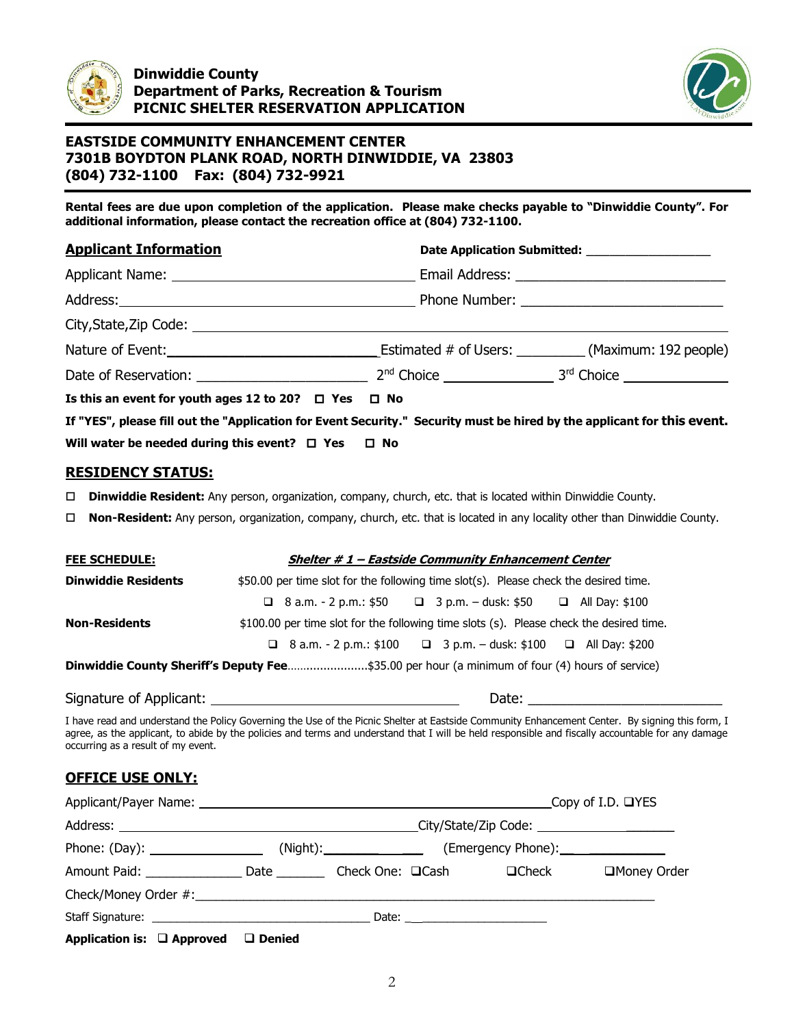**Dinwiddie County**
**Department of Parks, Recreation & Tourism**
**PICNIC SHELTER RESERVATION APPLICATION**

**EASTSIDE COMMUNITY ENHANCEMENT CENTER**
**7301B BOYDTON PLANK ROAD, NORTH DINWIDDIE, VA 23803**
**(804) 732-1100 Fax: (804) 732-9921**

**Rental fees are due upon completion of the application. Please make checks payable to "Dinwiddie County". For additional information, please contact the recreation office at (804) 732-1100.**

## Applicant Information

**Date Application Submitted:** ________________

Applicant Name: ______________________________ Email Address: ______________________________

Address: ______________________________ Phone Number: ______________________________

City,State,Zip Code: ______________________________

Nature of Event: ______________________________ Estimated # of Users: _________ (Maximum: 192 people)

Date of Reservation: ____________________ 2nd Choice ______________ 3rd Choice ______________

**Is this an event for youth ages 12 to 20?** ☐ **Yes** ☐ **No**

**If "YES", please fill out the "Application for Event Security." Security must be hired by the applicant for this event.**

**Will water be needed during this event?** ☐ **Yes** ☐ **No**

## RESIDENCY STATUS:

☐ **Dinwiddie Resident:** Any person, organization, company, church, etc. that is located within Dinwiddie County.

☐ **Non-Resident:** Any person, organization, company, church, etc. that is located in any locality other than Dinwiddie County.

**FEE SCHEDULE:** ***Shelter # 1 – Eastside Community Enhancement Center***

**Dinwiddie Residents** $50.00 per time slot for the following time slot(s). Please check the desired time.

❑ 8 a.m. - 2 p.m.: $50 ❑ 3 p.m. – dusk: $50 ❑ All Day: $100

**Non-Residents** $100.00 per time slot for the following time slots (s). Please check the desired time.

❑ 8 a.m. - 2 p.m.: $100 ❑ 3 p.m. – dusk: $100 ❑ All Day: $200

**Dinwiddie County Sheriff's Deputy Fee**........................$35.00 per hour (a minimum of four (4) hours of service)

Signature of Applicant: ______________________________ Date: ______________________

I have read and understand the Policy Governing the Use of the Picnic Shelter at Eastside Community Enhancement Center. By signing this form, I agree, as the applicant, to abide by the policies and terms and understand that I will be held responsible and fiscally accountable for any damage occurring as a result of my event.

## OFFICE USE ONLY:

Applicant/Payer Name: ______________________________ Copy of I.D. ❑YES

Address: ______________________________ City/State/Zip Code: ____________________

Phone: (Day): ______________ (Night): ______________ (Emergency Phone): ______________

Amount Paid: ____________ Date _______ Check One: ❑Cash ❑Check ❑Money Order

Check/Money Order #: ______________________________________________

Staff Signature: ______________________________ Date: ____________________

**Application is:** ❑ **Approved** ❑ **Denied**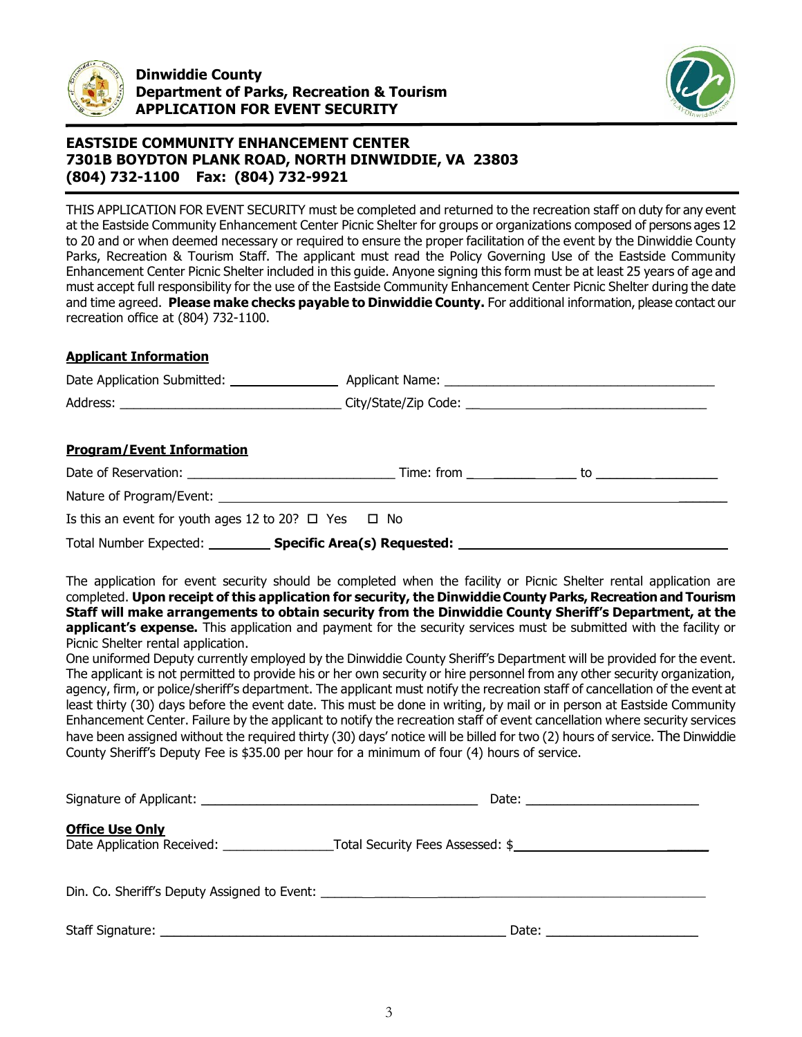**Dinwiddie County**
**Department of Parks, Recreation & Tourism**
**APPLICATION FOR EVENT SECURITY**

## EASTSIDE COMMUNITY ENHANCEMENT CENTER
## 7301B BOYDTON PLANK ROAD, NORTH DINWIDDIE, VA 23803
## (804) 732-1100 Fax: (804) 732-9921

THIS APPLICATION FOR EVENT SECURITY must be completed and returned to the recreation staff on duty for any event at the Eastside Community Enhancement Center Picnic Shelter for groups or organizations composed of persons ages 12 to 20 and or when deemed necessary or required to ensure the proper facilitation of the event by the Dinwiddie County Parks, Recreation & Tourism Staff. The applicant must read the Policy Governing Use of the Eastside Community Enhancement Center Picnic Shelter included in this guide. Anyone signing this form must be at least 25 years of age and must accept full responsibility for the use of the Eastside Community Enhancement Center Picnic Shelter during the date and time agreed. **Please make checks payable to Dinwiddie County.** For additional information, please contact our recreation office at (804) 732-1100.

**Applicant Information**

Date Application Submitted: _______________ Applicant Name: ______________________________________

Address: ______________________________ City/State/Zip Code: __________________________________

**Program/Event Information**

Date of Reservation: ____________________________ Time: from _______________ to _________________

Nature of Program/Event: ____________________________________________________________________

Is this an event for youth ages 12 to 20? ☐ Yes ☐ No

Total Number Expected: ________ **Specific Area(s) Requested:** ___________________________________

The application for event security should be completed when the facility or Picnic Shelter rental application are completed. **Upon receipt of this application for security, the Dinwiddie County Parks, Recreation and Tourism Staff will make arrangements to obtain security from the Dinwiddie County Sheriff's Department, at the applicant's expense.** This application and payment for the security services must be submitted with the facility or Picnic Shelter rental application.

One uniformed Deputy currently employed by the Dinwiddie County Sheriff's Department will be provided for the event. The applicant is not permitted to provide his or her own security or hire personnel from any other security organization, agency, firm, or police/sheriff's department. The applicant must notify the recreation staff of cancellation of the event at least thirty (30) days before the event date. This must be done in writing, by mail or in person at Eastside Community Enhancement Center. Failure by the applicant to notify the recreation staff of event cancellation where security services have been assigned without the required thirty (30) days' notice will be billed for two (2) hours of service. The Dinwiddie County Sheriff's Deputy Fee is $35.00 per hour for a minimum of four (4) hours of service.

Signature of Applicant: ______________________________________ Date: ________________________

**Office Use Only**

Date Application Received: _______________ Total Security Fees Assessed: $___________________________

Din. Co. Sheriff's Deputy Assigned to Event: ____________________________________________________

Staff Signature: ________________________________________________ Date: _____________________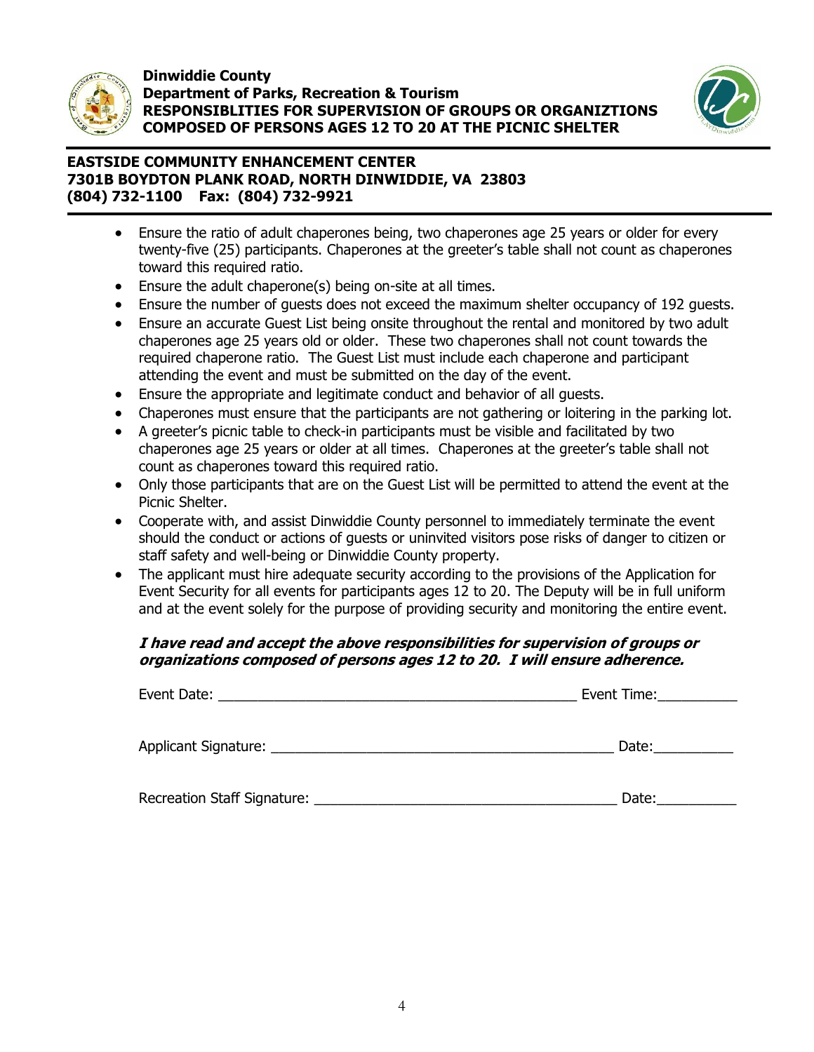**Dinwiddie County**
**Department of Parks, Recreation & Tourism**
**RESPONSIBLITIES FOR SUPERVISION OF GROUPS OR ORGANIZTIONS COMPOSED OF PERSONS AGES 12 TO 20 AT THE PICNIC SHELTER**

**EASTSIDE COMMUNITY ENHANCEMENT CENTER**
**7301B BOYDTON PLANK ROAD, NORTH DINWIDDIE, VA 23803**
**(804) 732-1100 Fax: (804) 732-9921**

- Ensure the ratio of adult chaperones being, two chaperones age 25 years or older for every twenty-five (25) participants. Chaperones at the greeter's table shall not count as chaperones toward this required ratio.
- Ensure the adult chaperone(s) being on-site at all times.
- Ensure the number of guests does not exceed the maximum shelter occupancy of 192 guests.
- Ensure an accurate Guest List being onsite throughout the rental and monitored by two adult chaperones age 25 years old or older. These two chaperones shall not count towards the required chaperone ratio. The Guest List must include each chaperone and participant attending the event and must be submitted on the day of the event.
- Ensure the appropriate and legitimate conduct and behavior of all guests.
- Chaperones must ensure that the participants are not gathering or loitering in the parking lot.
- A greeter's picnic table to check-in participants must be visible and facilitated by two chaperones age 25 years or older at all times. Chaperones at the greeter's table shall not count as chaperones toward this required ratio.
- Only those participants that are on the Guest List will be permitted to attend the event at the Picnic Shelter.
- Cooperate with, and assist Dinwiddie County personnel to immediately terminate the event should the conduct or actions of guests or uninvited visitors pose risks of danger to citizen or staff safety and well-being or Dinwiddie County property.
- The applicant must hire adequate security according to the provisions of the Application for Event Security for all events for participants ages 12 to 20. The Deputy will be in full uniform and at the event solely for the purpose of providing security and monitoring the entire event.

***I have read and accept the above responsibilities for supervision of groups or organizations composed of persons ages 12 to 20. I will ensure adherence.***

Event Date: _______________________________________________ Event Time:__________

Applicant Signature: ____________________________________________ Date:__________

Recreation Staff Signature: _______________________________________ Date:__________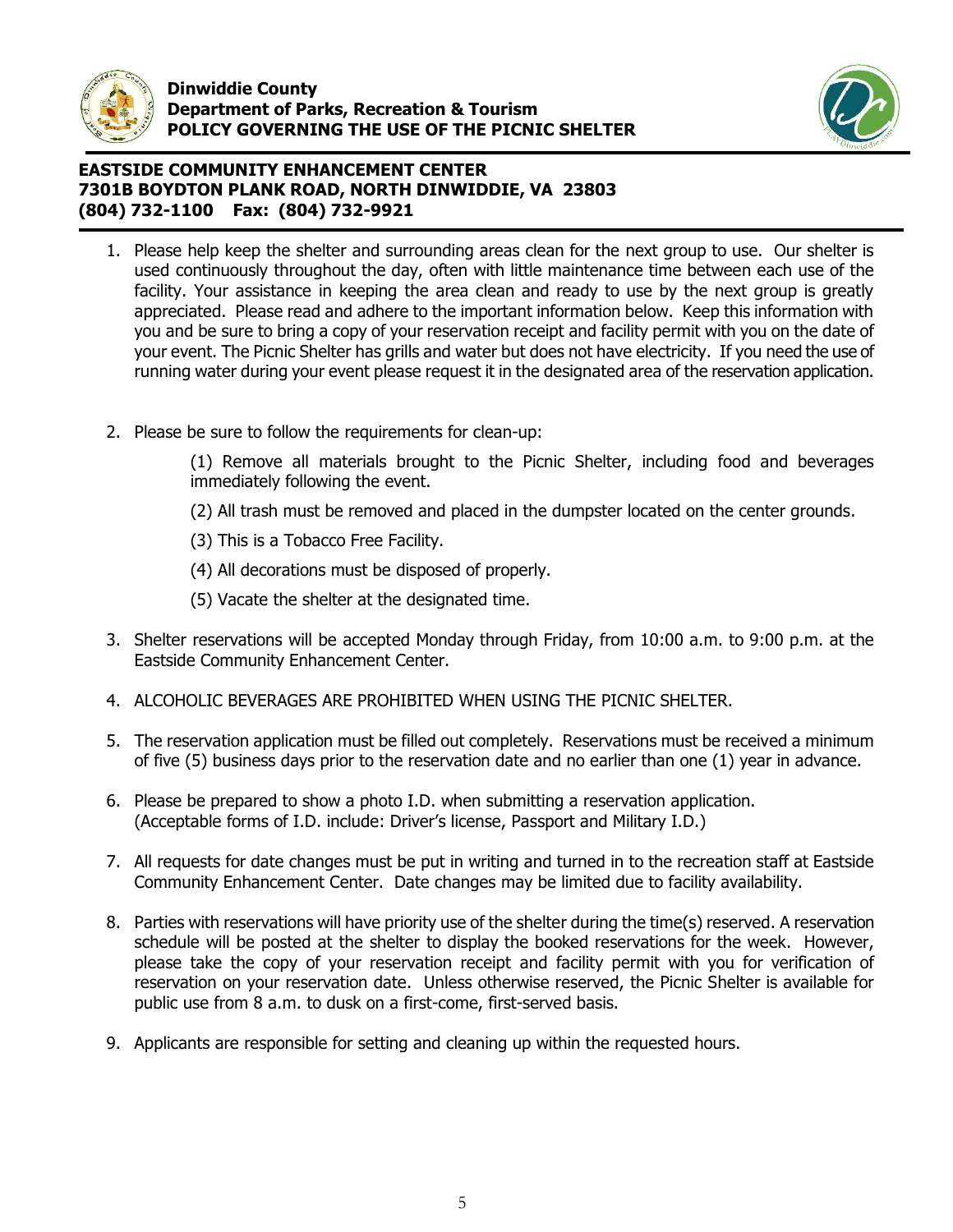**Dinwiddie County**
**Department of Parks, Recreation & Tourism**
**POLICY GOVERNING THE USE OF THE PICNIC SHELTER**

**EASTSIDE COMMUNITY ENHANCEMENT CENTER**
**7301B BOYDTON PLANK ROAD, NORTH DINWIDDIE, VA 23803**
**(804) 732-1100 Fax: (804) 732-9921**

1. Please help keep the shelter and surrounding areas clean for the next group to use. Our shelter is used continuously throughout the day, often with little maintenance time between each use of the facility. Your assistance in keeping the area clean and ready to use by the next group is greatly appreciated. Please read and adhere to the important information below. Keep this information with you and be sure to bring a copy of your reservation receipt and facility permit with you on the date of your event. The Picnic Shelter has grills and water but does not have electricity. If you need the use of running water during your event please request it in the designated area of the reservation application.

2. Please be sure to follow the requirements for clean-up:

   (1) Remove all materials brought to the Picnic Shelter, including food and beverages immediately following the event.

   (2) All trash must be removed and placed in the dumpster located on the center grounds.

   (3) This is a Tobacco Free Facility.

   (4) All decorations must be disposed of properly.

   (5) Vacate the shelter at the designated time.

3. Shelter reservations will be accepted Monday through Friday, from 10:00 a.m. to 9:00 p.m. at the Eastside Community Enhancement Center.

4. ALCOHOLIC BEVERAGES ARE PROHIBITED WHEN USING THE PICNIC SHELTER.

5. The reservation application must be filled out completely. Reservations must be received a minimum of five (5) business days prior to the reservation date and no earlier than one (1) year in advance.

6. Please be prepared to show a photo I.D. when submitting a reservation application. (Acceptable forms of I.D. include: Driver's license, Passport and Military I.D.)

7. All requests for date changes must be put in writing and turned in to the recreation staff at Eastside Community Enhancement Center. Date changes may be limited due to facility availability.

8. Parties with reservations will have priority use of the shelter during the time(s) reserved. A reservation schedule will be posted at the shelter to display the booked reservations for the week. However, please take the copy of your reservation receipt and facility permit with you for verification of reservation on your reservation date. Unless otherwise reserved, the Picnic Shelter is available for public use from 8 a.m. to dusk on a first-come, first-served basis.

9. Applicants are responsible for setting and cleaning up within the requested hours.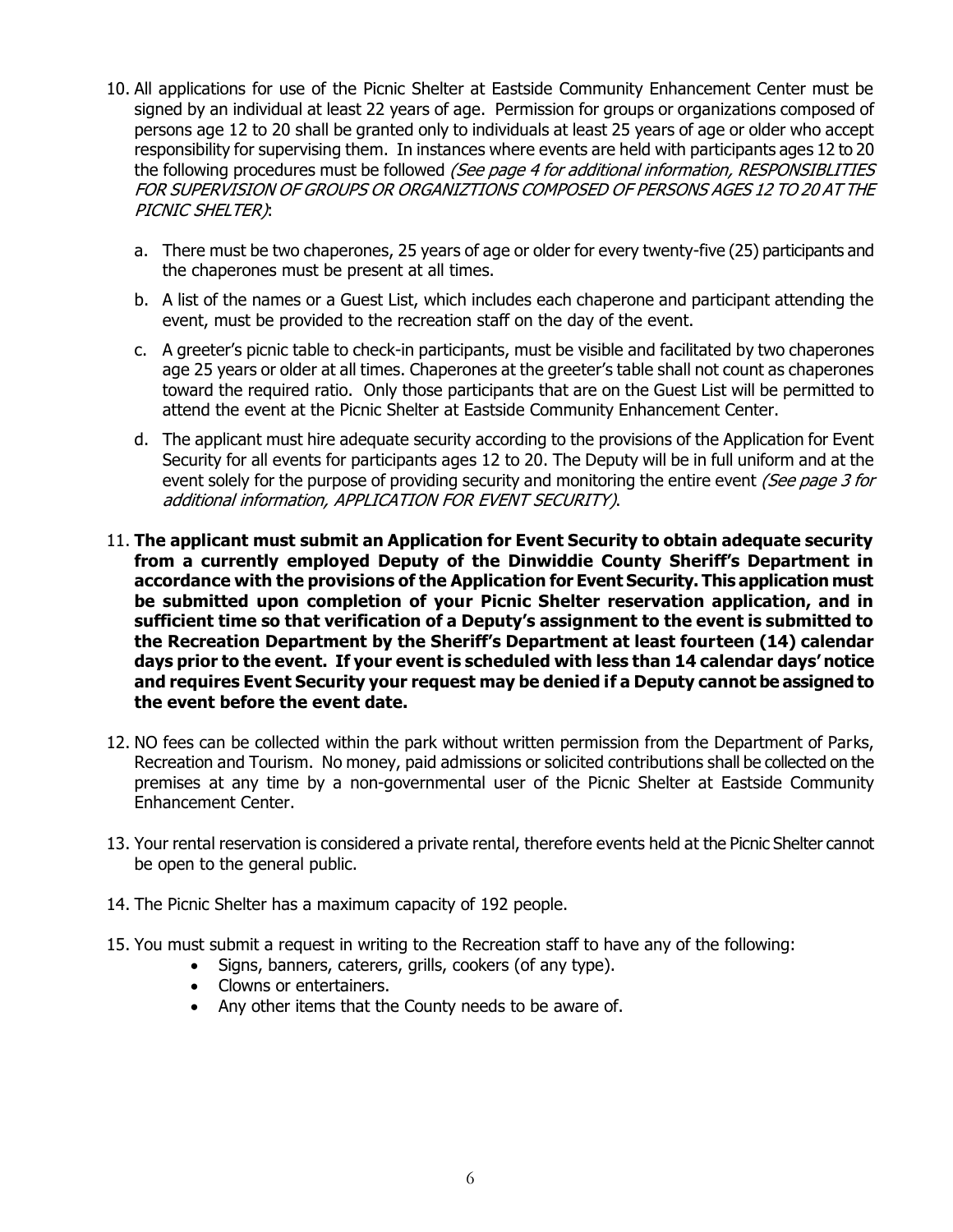10. All applications for use of the Picnic Shelter at Eastside Community Enhancement Center must be signed by an individual at least 22 years of age. Permission for groups or organizations composed of persons age 12 to 20 shall be granted only to individuals at least 25 years of age or older who accept responsibility for supervising them. In instances where events are held with participants ages 12 to 20 the following procedures must be followed *(See page 4 for additional information, RESPONSIBLITIES FOR SUPERVISION OF GROUPS OR ORGANIZTIONS COMPOSED OF PERSONS AGES 12 TO 20 AT THE PICNIC SHELTER)*:

    a. There must be two chaperones, 25 years of age or older for every twenty-five (25) participants and the chaperones must be present at all times.

    b. A list of the names or a Guest List, which includes each chaperone and participant attending the event, must be provided to the recreation staff on the day of the event.

    c. A greeter's picnic table to check-in participants, must be visible and facilitated by two chaperones age 25 years or older at all times. Chaperones at the greeter's table shall not count as chaperones toward the required ratio. Only those participants that are on the Guest List will be permitted to attend the event at the Picnic Shelter at Eastside Community Enhancement Center.

    d. The applicant must hire adequate security according to the provisions of the Application for Event Security for all events for participants ages 12 to 20. The Deputy will be in full uniform and at the event solely for the purpose of providing security and monitoring the entire event *(See page 3 for additional information, APPLICATION FOR EVENT SECURITY)*.

11. **The applicant must submit an Application for Event Security to obtain adequate security from a currently employed Deputy of the Dinwiddie County Sheriff's Department in accordance with the provisions of the Application for Event Security. This application must be submitted upon completion of your Picnic Shelter reservation application, and in sufficient time so that verification of a Deputy's assignment to the event is submitted to the Recreation Department by the Sheriff's Department at least fourteen (14) calendar days prior to the event. If your event is scheduled with less than 14 calendar days' notice and requires Event Security your request may be denied if a Deputy cannot be assigned to the event before the event date.**

12. NO fees can be collected within the park without written permission from the Department of Parks, Recreation and Tourism. No money, paid admissions or solicited contributions shall be collected on the premises at any time by a non-governmental user of the Picnic Shelter at Eastside Community Enhancement Center.

13. Your rental reservation is considered a private rental, therefore events held at the Picnic Shelter cannot be open to the general public.

14. The Picnic Shelter has a maximum capacity of 192 people.

15. You must submit a request in writing to the Recreation staff to have any of the following:
    - Signs, banners, caterers, grills, cookers (of any type).
    - Clowns or entertainers.
    - Any other items that the County needs to be aware of.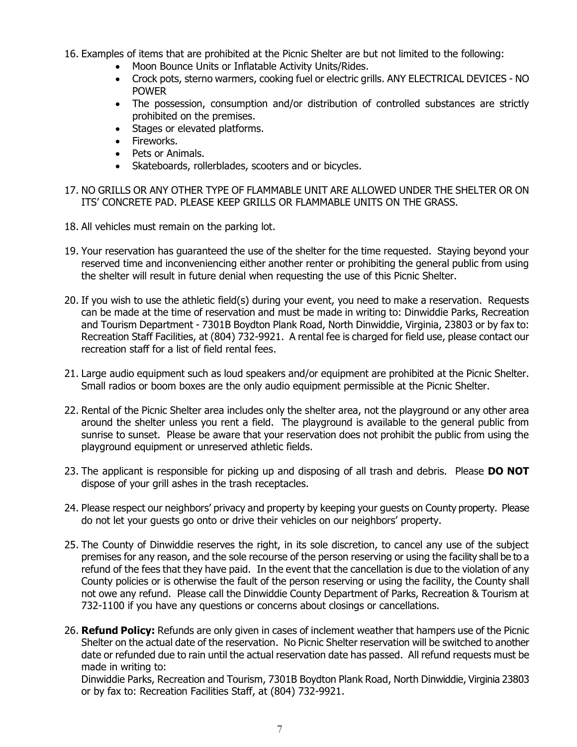16. Examples of items that are prohibited at the Picnic Shelter are but not limited to the following:
    - Moon Bounce Units or Inflatable Activity Units/Rides.
    - Crock pots, sterno warmers, cooking fuel or electric grills. ANY ELECTRICAL DEVICES - NO POWER
    - The possession, consumption and/or distribution of controlled substances are strictly prohibited on the premises.
    - Stages or elevated platforms.
    - Fireworks.
    - Pets or Animals.
    - Skateboards, rollerblades, scooters and or bicycles.

17. NO GRILLS OR ANY OTHER TYPE OF FLAMMABLE UNIT ARE ALLOWED UNDER THE SHELTER OR ON ITS' CONCRETE PAD. PLEASE KEEP GRILLS OR FLAMMABLE UNITS ON THE GRASS.

18. All vehicles must remain on the parking lot.

19. Your reservation has guaranteed the use of the shelter for the time requested. Staying beyond your reserved time and inconveniencing either another renter or prohibiting the general public from using the shelter will result in future denial when requesting the use of this Picnic Shelter.

20. If you wish to use the athletic field(s) during your event, you need to make a reservation. Requests can be made at the time of reservation and must be made in writing to: Dinwiddie Parks, Recreation and Tourism Department - 7301B Boydton Plank Road, North Dinwiddie, Virginia, 23803 or by fax to: Recreation Staff Facilities, at (804) 732-9921. A rental fee is charged for field use, please contact our recreation staff for a list of field rental fees.

21. Large audio equipment such as loud speakers and/or equipment are prohibited at the Picnic Shelter. Small radios or boom boxes are the only audio equipment permissible at the Picnic Shelter.

22. Rental of the Picnic Shelter area includes only the shelter area, not the playground or any other area around the shelter unless you rent a field. The playground is available to the general public from sunrise to sunset. Please be aware that your reservation does not prohibit the public from using the playground equipment or unreserved athletic fields.

23. The applicant is responsible for picking up and disposing of all trash and debris. Please **DO NOT** dispose of your grill ashes in the trash receptacles.

24. Please respect our neighbors' privacy and property by keeping your guests on County property. Please do not let your guests go onto or drive their vehicles on our neighbors' property.

25. The County of Dinwiddie reserves the right, in its sole discretion, to cancel any use of the subject premises for any reason, and the sole recourse of the person reserving or using the facility shall be to a refund of the fees that they have paid. In the event that the cancellation is due to the violation of any County policies or is otherwise the fault of the person reserving or using the facility, the County shall not owe any refund. Please call the Dinwiddie County Department of Parks, Recreation & Tourism at 732-1100 if you have any questions or concerns about closings or cancellations.

26. **Refund Policy:** Refunds are only given in cases of inclement weather that hampers use of the Picnic Shelter on the actual date of the reservation. No Picnic Shelter reservation will be switched to another date or refunded due to rain until the actual reservation date has passed. All refund requests must be made in writing to:
    Dinwiddie Parks, Recreation and Tourism, 7301B Boydton Plank Road, North Dinwiddie, Virginia 23803 or by fax to: Recreation Facilities Staff, at (804) 732-9921.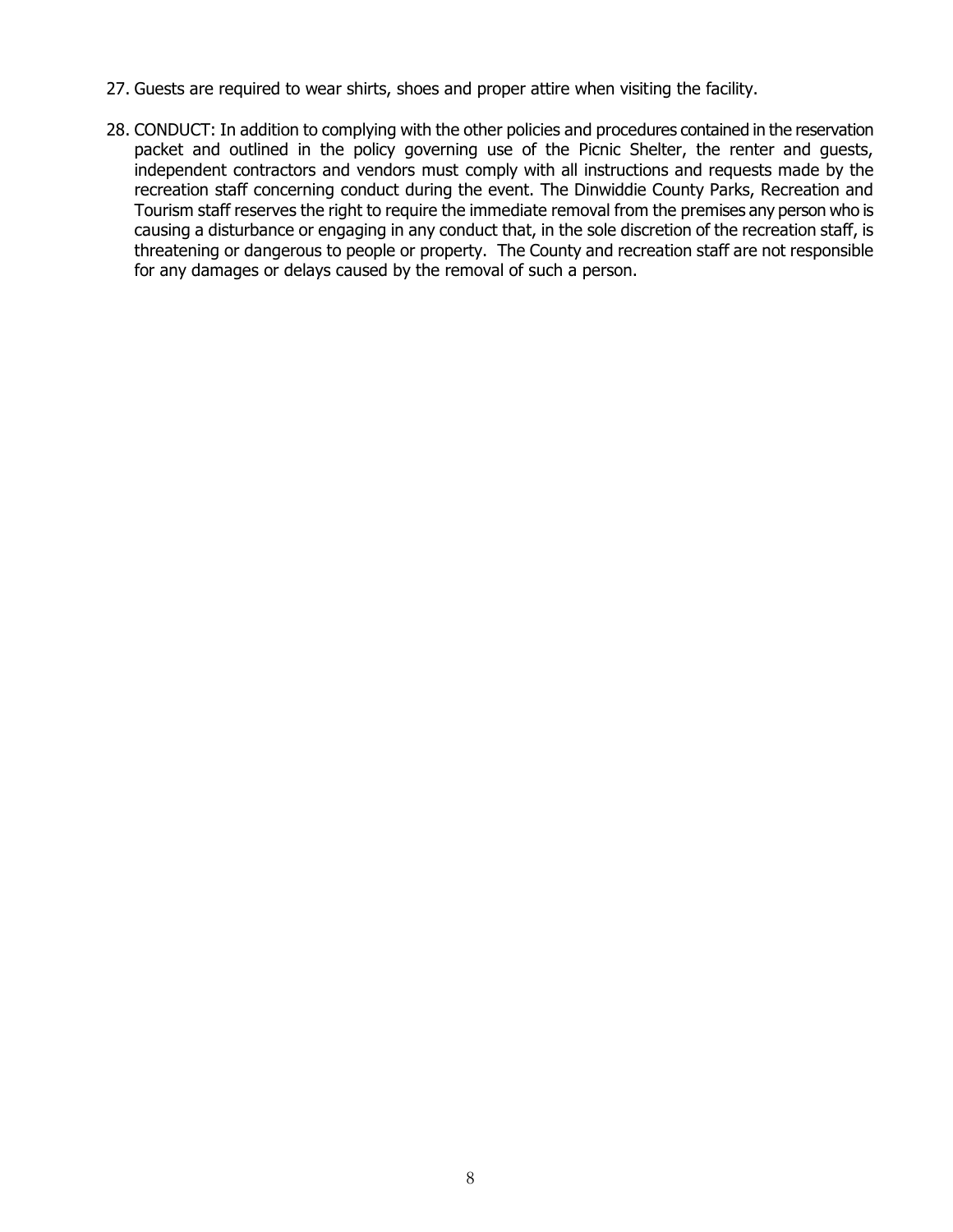27. Guests are required to wear shirts, shoes and proper attire when visiting the facility.

28. CONDUCT: In addition to complying with the other policies and procedures contained in the reservation packet and outlined in the policy governing use of the Picnic Shelter, the renter and guests, independent contractors and vendors must comply with all instructions and requests made by the recreation staff concerning conduct during the event. The Dinwiddie County Parks, Recreation and Tourism staff reserves the right to require the immediate removal from the premises any person who is causing a disturbance or engaging in any conduct that, in the sole discretion of the recreation staff, is threatening or dangerous to people or property. The County and recreation staff are not responsible for any damages or delays caused by the removal of such a person.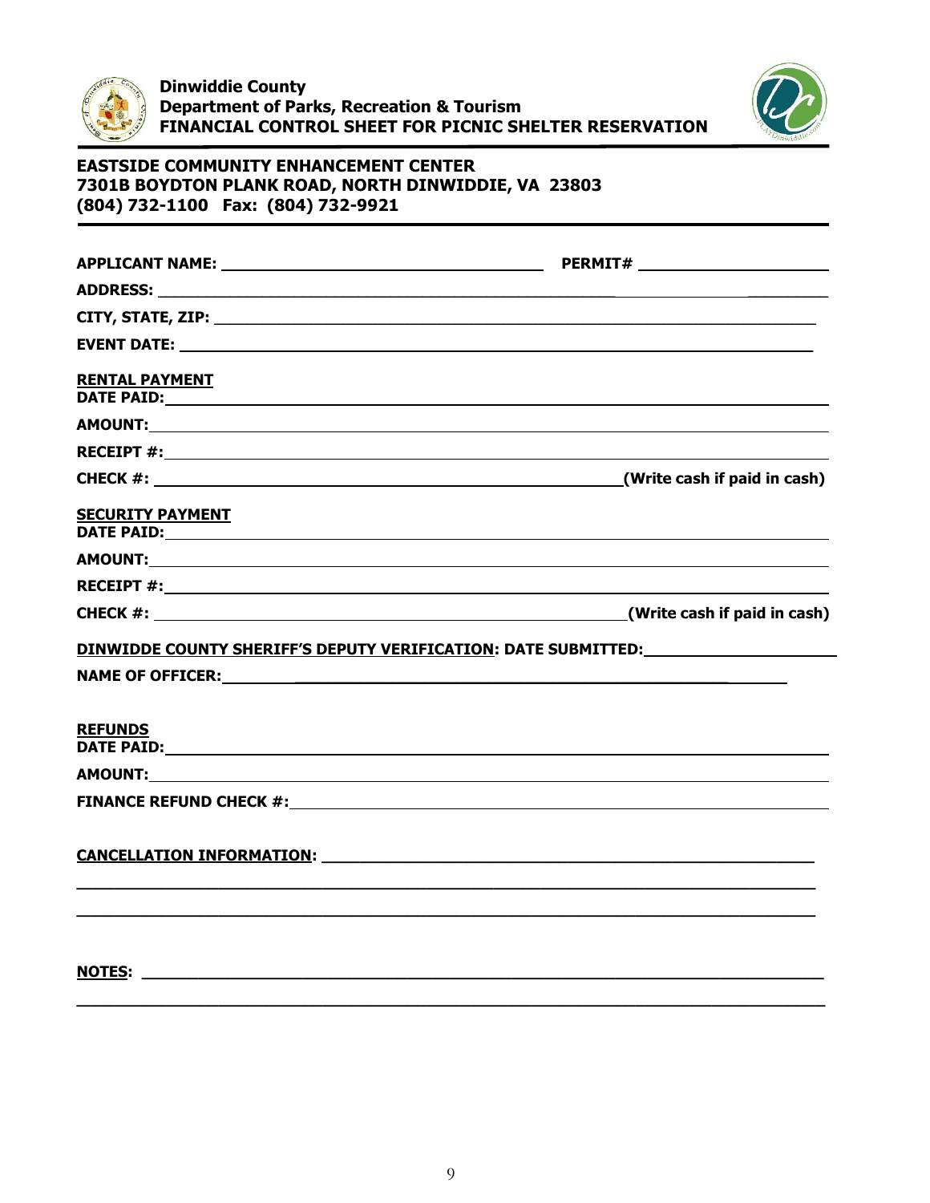**Dinwiddie County**
**Department of Parks, Recreation & Tourism**
**FINANCIAL CONTROL SHEET FOR PICNIC SHELTER RESERVATION**

**EASTSIDE COMMUNITY ENHANCEMENT CENTER**
**7301B BOYDTON PLANK ROAD, NORTH DINWIDDIE, VA 23803**
**(804) 732-1100 Fax: (804) 732-9921**

---

**APPLICANT NAME:** ______________________________ **PERMIT#** ____________________

**ADDRESS:** ____________________________________________________________

**CITY, STATE, ZIP:** ______________________________________________________

**EVENT DATE:** __________________________________________________________

**RENTAL PAYMENT**
**DATE PAID:** ___________________________________________________________

**AMOUNT:** _____________________________________________________________

**RECEIPT #:** ___________________________________________________________

**CHECK #:** ____________________________________________ **(Write cash if paid in cash)**

**SECURITY PAYMENT**
**DATE PAID:** ___________________________________________________________

**AMOUNT:** _____________________________________________________________

**RECEIPT #:** ___________________________________________________________

**CHECK #:** ____________________________________________ **(Write cash if paid in cash)**

**DINWIDDE COUNTY SHERIFF'S DEPUTY VERIFICATION: DATE SUBMITTED:** ________________

**NAME OF OFFICER:** ______________________________________________________

**REFUNDS**
**DATE PAID:** ___________________________________________________________

**AMOUNT:** _____________________________________________________________

**FINANCE REFUND CHECK #:** _______________________________________________

**CANCELLATION INFORMATION:** ____________________________________________

______________________________________________________________________

______________________________________________________________________

**NOTES:** _______________________________________________________________

______________________________________________________________________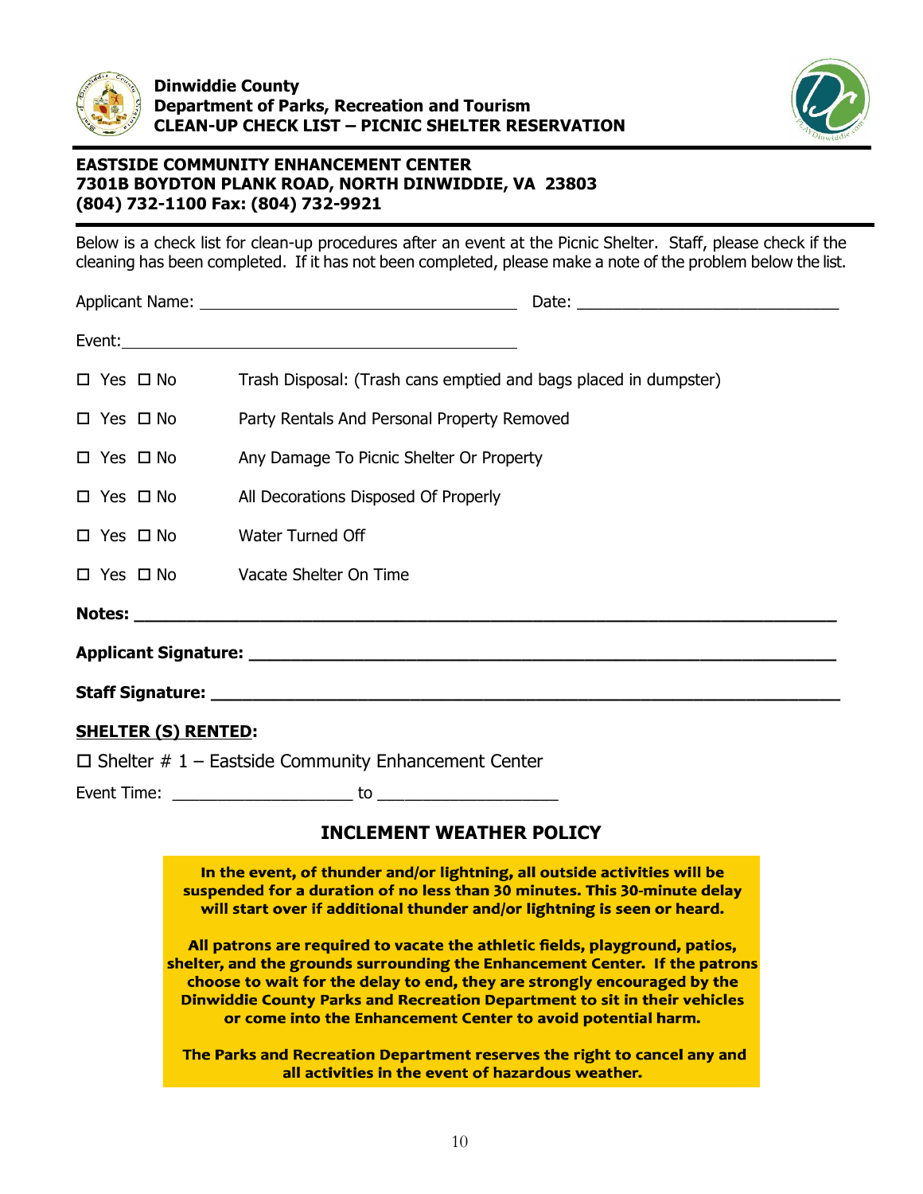**Dinwiddie County**
**Department of Parks, Recreation and Tourism**
**CLEAN-UP CHECK LIST – PICNIC SHELTER RESERVATION**

**EASTSIDE COMMUNITY ENHANCEMENT CENTER**
**7301B BOYDTON PLANK ROAD, NORTH DINWIDDIE, VA 23803**
**(804) 732-1100 Fax: (804) 732-9921**

Below is a check list for clean-up procedures after an event at the Picnic Shelter. Staff, please check if the cleaning has been completed. If it has not been completed, please make a note of the problem below the list.

Applicant Name: ____________________________________ Date: ______________________________

Event: ____________________________________________

☐ Yes ☐ No Trash Disposal: (Trash cans emptied and bags placed in dumpster)

☐ Yes ☐ No Party Rentals And Personal Property Removed

☐ Yes ☐ No Any Damage To Picnic Shelter Or Property

☐ Yes ☐ No All Decorations Disposed Of Properly

☐ Yes ☐ No Water Turned Off

☐ Yes ☐ No Vacate Shelter On Time

**Notes:** ____________________________________________________________________

**Applicant Signature:** ___________________________________________________________

**Staff Signature:** ______________________________________________________________

**SHELTER (S) RENTED:**

☐ Shelter # 1 – Eastside Community Enhancement Center

Event Time: ____________________ to ____________________

## INCLEMENT WEATHER POLICY

**In the event, of thunder and/or lightning, all outside activities will be suspended for a duration of no less than 30 minutes. This 30-minute delay will start over if additional thunder and/or lightning is seen or heard.**

**All patrons are required to vacate the athletic fields, playground, patios, shelter, and the grounds surrounding the Enhancement Center. If the patrons choose to wait for the delay to end, they are strongly encouraged by the Dinwiddie County Parks and Recreation Department to sit in their vehicles or come into the Enhancement Center to avoid potential harm.**

**The Parks and Recreation Department reserves the right to cancel any and all activities in the event of hazardous weather.**